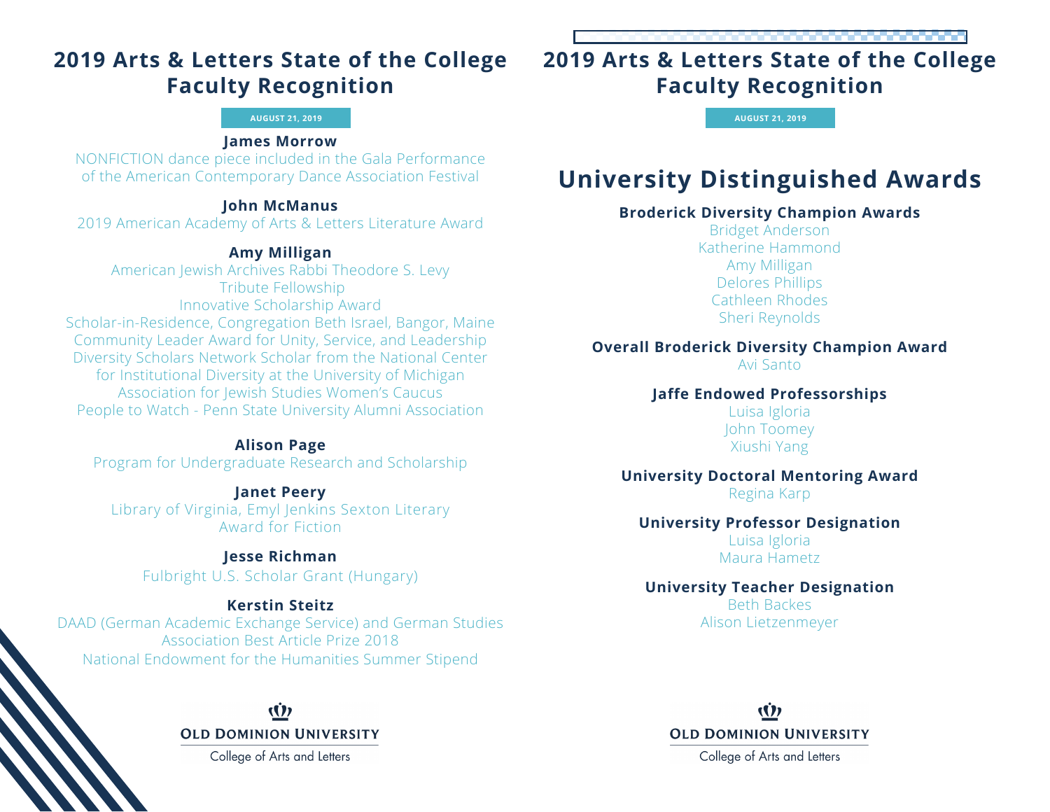## 2019 Arts & Letters State of the College Faculty Recognition

AUGUST 21, 2019

**James Morrow**
NONFICTION dance piece included in the Gala Performance of the American Contemporary Dance Association Festival

**John McManus**
2019 American Academy of Arts & Letters Literature Award

**Amy Milligan**
American Jewish Archives Rabbi Theodore S. Levy Tribute Fellowship
Innovative Scholarship Award
Scholar-in-Residence, Congregation Beth Israel, Bangor, Maine
Community Leader Award for Unity, Service, and Leadership
Diversity Scholars Network Scholar from the National Center for Institutional Diversity at the University of Michigan
Association for Jewish Studies Women's Caucus
People to Watch - Penn State University Alumni Association

**Alison Page**
Program for Undergraduate Research and Scholarship

**Janet Peery**
Library of Virginia, Emyl Jenkins Sexton Literary Award for Fiction

**Jesse Richman**
Fulbright U.S. Scholar Grant (Hungary)

**Kerstin Steitz**
DAAD (German Academic Exchange Service) and German Studies Association Best Article Prize 2018
National Endowment for the Humanities Summer Stipend

OLD DOMINION UNIVERSITY
College of Arts and Letters

## 2019 Arts & Letters State of the College Faculty Recognition

AUGUST 21, 2019

# University Distinguished Awards

**Broderick Diversity Champion Awards**
Bridget Anderson
Katherine Hammond
Amy Milligan
Delores Phillips
Cathleen Rhodes
Sheri Reynolds

**Overall Broderick Diversity Champion Award**
Avi Santo

**Jaffe Endowed Professorships**
Luisa Igloria
John Toomey
Xiushi Yang

**University Doctoral Mentoring Award**
Regina Karp

**University Professor Designation**
Luisa Igloria
Maura Hametz

**University Teacher Designation**
Beth Backes
Alison Lietzenmeyer

OLD DOMINION UNIVERSITY
College of Arts and Letters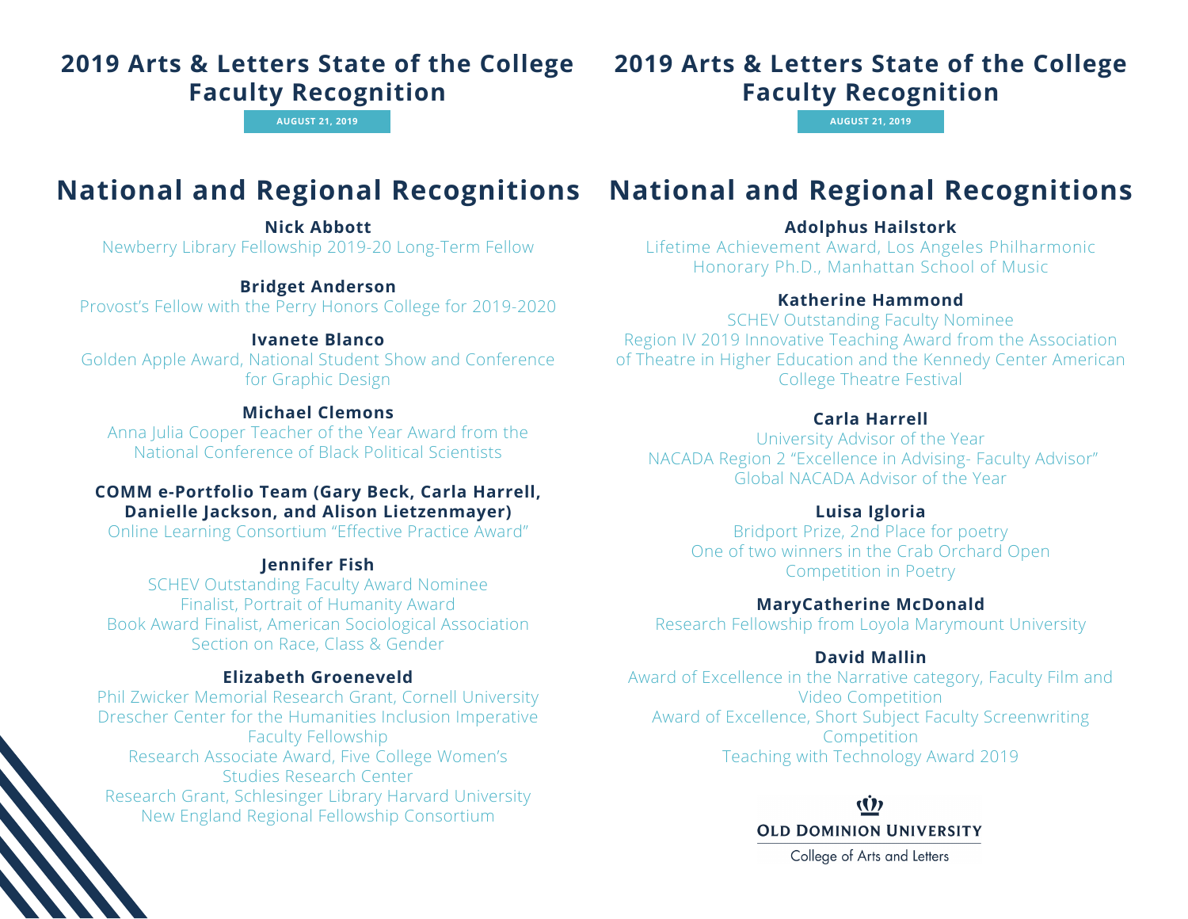# 2019 Arts & Letters State of the College Faculty Recognition

AUGUST 21, 2019

## National and Regional Recognitions

**Nick Abbott**
Newberry Library Fellowship 2019-20 Long-Term Fellow

**Bridget Anderson**
Provost's Fellow with the Perry Honors College for 2019-2020

**Ivanete Blanco**
Golden Apple Award, National Student Show and Conference for Graphic Design

**Michael Clemons**
Anna Julia Cooper Teacher of the Year Award from the National Conference of Black Political Scientists

**COMM e-Portfolio Team (Gary Beck, Carla Harrell, Danielle Jackson, and Alison Lietzenmayer)**
Online Learning Consortium "Effective Practice Award"

**Jennifer Fish**
SCHEV Outstanding Faculty Award Nominee
Finalist, Portrait of Humanity Award
Book Award Finalist, American Sociological Association Section on Race, Class & Gender

**Elizabeth Groeneveld**
Phil Zwicker Memorial Research Grant, Cornell University
Drescher Center for the Humanities Inclusion Imperative Faculty Fellowship
Research Associate Award, Five College Women's Studies Research Center
Research Grant, Schlesinger Library Harvard University
New England Regional Fellowship Consortium

# 2019 Arts & Letters State of the College Faculty Recognition

AUGUST 21, 2019

## National and Regional Recognitions

**Adolphus Hailstork**
Lifetime Achievement Award, Los Angeles Philharmonic
Honorary Ph.D., Manhattan School of Music

**Katherine Hammond**
SCHEV Outstanding Faculty Nominee
Region IV 2019 Innovative Teaching Award from the Association of Theatre in Higher Education and the Kennedy Center American College Theatre Festival

**Carla Harrell**
University Advisor of the Year
NACADA Region 2 "Excellence in Advising- Faculty Advisor"
Global NACADA Advisor of the Year

**Luisa Igloria**
Bridport Prize, 2nd Place for poetry
One of two winners in the Crab Orchard Open Competition in Poetry

**MaryCatherine McDonald**
Research Fellowship from Loyola Marymount University

**David Mallin**
Award of Excellence in the Narrative category, Faculty Film and Video Competition
Award of Excellence, Short Subject Faculty Screenwriting Competition
Teaching with Technology Award 2019

OLD DOMINION UNIVERSITY
College of Arts and Letters